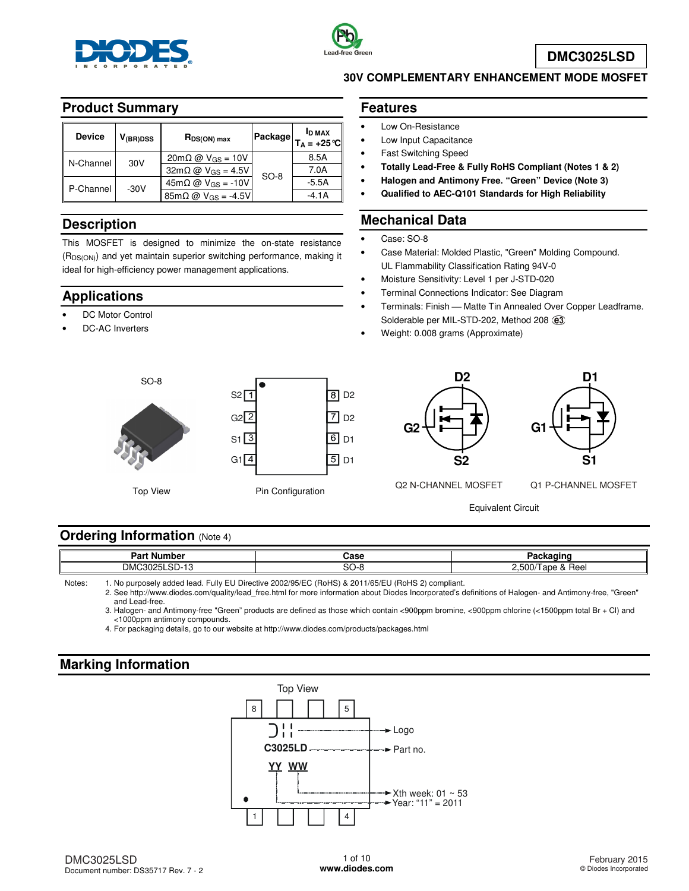# DMC3025LSD

## 30V COMPLEMENTARY ENHANCEMENT MODE MOSFET

## Product Summary

| Device | $V_{(BR)DSS}$ | $R_{DS(ON)}$ max | Package | $I_D$ MAX $T_A$ = +25°C |
|---|---|---|---|---|
| N-Channel | 30V | 20mΩ @ $V_{GS}$ = 10V | SO-8 | 8.5A |
| | | 32mΩ @ $V_{GS}$ = 4.5V | | 7.0A |
| P-Channel | -30V | 45mΩ @ $V_{GS}$ = -10V | | -5.5A |
| | | 85mΩ @ $V_{GS}$ = -4.5V | | -4.1A |

## Description

This MOSFET is designed to minimize the on-state resistance ($R_{DS(ON)}$) and yet maintain superior switching performance, making it ideal for high-efficiency power management applications.

## Applications

- DC Motor Control
- DC-AC Inverters

## Features

- Low On-Resistance
- Low Input Capacitance
- Fast Switching Speed
- **Totally Lead-Free & Fully RoHS Compliant (Notes 1 & 2)**
- **Halogen and Antimony Free. "Green" Device (Note 3)**
- **Qualified to AEC-Q101 Standards for High Reliability**

## Mechanical Data

- Case: SO-8
- Case Material: Molded Plastic, "Green" Molding Compound. UL Flammability Classification Rating 94V-0
- Moisture Sensitivity: Level 1 per J-STD-020
- Terminal Connections Indicator: See Diagram
- Terminals: Finish — Matte Tin Annealed Over Copper Leadframe. Solderable per MIL-STD-202, Method 208 (e3)
- Weight: 0.008 grams (Approximate)

SO-8

Top View

| Pin | Name | Pin | Name |
|---|---|---|---|
| 1 | S2 | 8 | D2 |
| 2 | G2 | 7 | D2 |
| 3 | S1 | 6 | D1 |
| 4 | G1 | 5 | D1 |

Pin Configuration

Q2 N-CHANNEL MOSFET (D2, G2, S2) Q1 P-CHANNEL MOSFET (D1, G1, S1)

Equivalent Circuit

## Ordering Information (Note 4)

| Part Number | Case | Packaging |
|---|---|---|
| DMC3025LSD-13 | SO-8 | 2,500/Tape & Reel |

Notes:
1. No purposely added lead. Fully EU Directive 2002/95/EC (RoHS) & 2011/65/EU (RoHS 2) compliant.
2. See http://www.diodes.com/quality/lead_free.html for more information about Diodes Incorporated's definitions of Halogen- and Antimony-free, "Green" and Lead-free.
3. Halogen- and Antimony-free "Green" products are defined as those which contain <900ppm bromine, <900ppm chlorine (<1500ppm total Br + Cl) and <1000ppm antimony compounds.
4. For packaging details, go to our website at http://www.diodes.com/products/packages.html

## Marking Information

Top View

- Logo
- C3025LD — Part no.
- YY WW — Xth week: 01 ~ 53; Year: "11" = 2011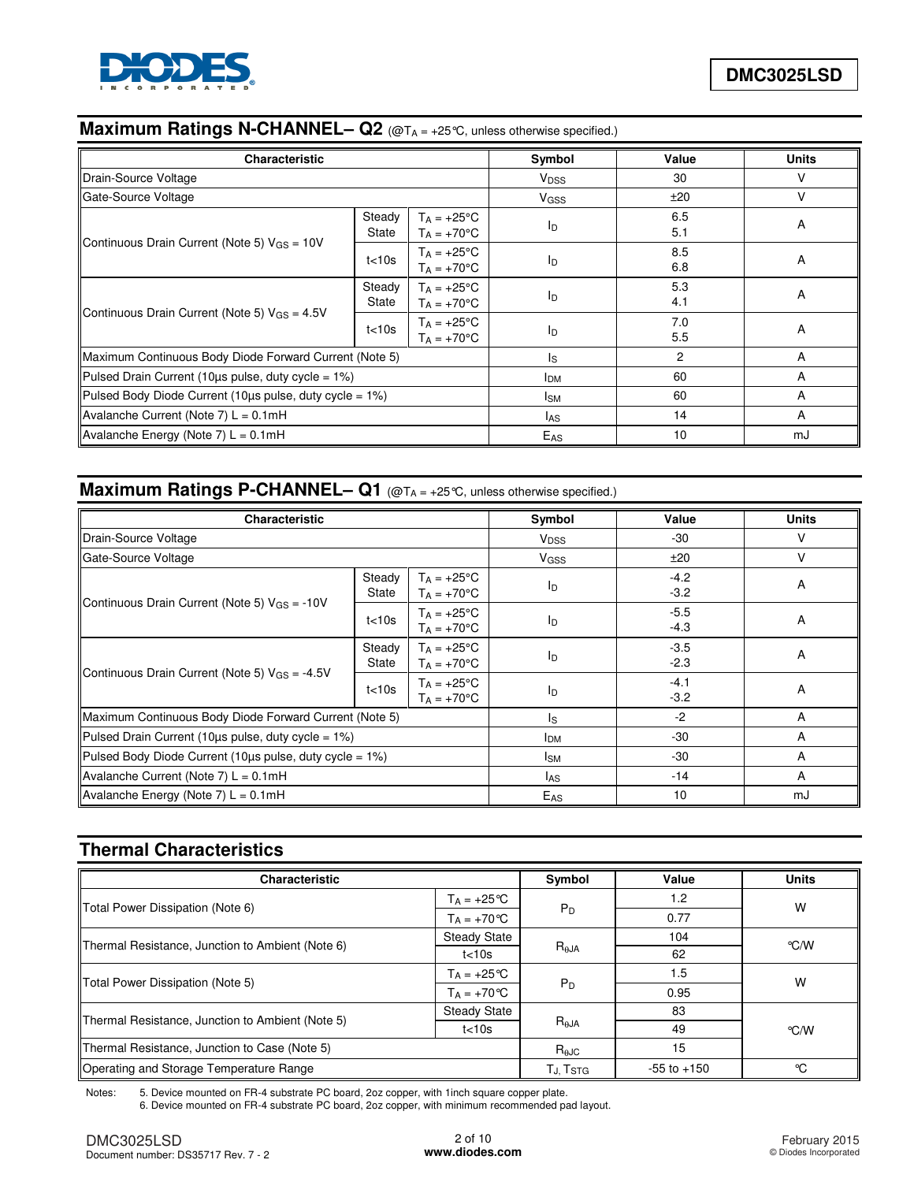## Maximum Ratings N-CHANNEL– Q2 (@$T_A$ = +25°C, unless otherwise specified.)

| Characteristic | | | Symbol | Value | Units |
|---|---|---|---|---|---|
| Drain-Source Voltage | | | $V_{DSS}$ | 30 | V |
| Gate-Source Voltage | | | $V_{GSS}$ | ±20 | V |
| Continuous Drain Current (Note 5) $V_{GS}$ = 10V | Steady State | $T_A$ = +25°C<br>$T_A$ = +70°C | $I_D$ | 6.5<br>5.1 | A |
| | t<10s | $T_A$ = +25°C<br>$T_A$ = +70°C | $I_D$ | 8.5<br>6.8 | A |
| Continuous Drain Current (Note 5) $V_{GS}$ = 4.5V | Steady State | $T_A$ = +25°C<br>$T_A$ = +70°C | $I_D$ | 5.3<br>4.1 | A |
| | t<10s | $T_A$ = +25°C<br>$T_A$ = +70°C | $I_D$ | 7.0<br>5.5 | A |
| Maximum Continuous Body Diode Forward Current (Note 5) | | | $I_S$ | 2 | A |
| Pulsed Drain Current (10µs pulse, duty cycle = 1%) | | | $I_{DM}$ | 60 | A |
| Pulsed Body Diode Current (10µs pulse, duty cycle = 1%) | | | $I_{SM}$ | 60 | A |
| Avalanche Current (Note 7) L = 0.1mH | | | $I_{AS}$ | 14 | A |
| Avalanche Energy (Note 7) L = 0.1mH | | | $E_{AS}$ | 10 | mJ |

## Maximum Ratings P-CHANNEL– Q1 (@$T_A$ = +25°C, unless otherwise specified.)

| Characteristic | | | Symbol | Value | Units |
|---|---|---|---|---|---|
| Drain-Source Voltage | | | $V_{DSS}$ | -30 | V |
| Gate-Source Voltage | | | $V_{GSS}$ | ±20 | V |
| Continuous Drain Current (Note 5) $V_{GS}$ = -10V | Steady State | $T_A$ = +25°C<br>$T_A$ = +70°C | $I_D$ | -4.2<br>-3.2 | A |
| | t<10s | $T_A$ = +25°C<br>$T_A$ = +70°C | $I_D$ | -5.5<br>-4.3 | A |
| Continuous Drain Current (Note 5) $V_{GS}$ = -4.5V | Steady State | $T_A$ = +25°C<br>$T_A$ = +70°C | $I_D$ | -3.5<br>-2.3 | A |
| | t<10s | $T_A$ = +25°C<br>$T_A$ = +70°C | $I_D$ | -4.1<br>-3.2 | A |
| Maximum Continuous Body Diode Forward Current (Note 5) | | | $I_S$ | -2 | A |
| Pulsed Drain Current (10µs pulse, duty cycle = 1%) | | | $I_{DM}$ | -30 | A |
| Pulsed Body Diode Current (10µs pulse, duty cycle = 1%) | | | $I_{SM}$ | -30 | A |
| Avalanche Current (Note 7) L = 0.1mH | | | $I_{AS}$ | -14 | A |
| Avalanche Energy (Note 7) L = 0.1mH | | | $E_{AS}$ | 10 | mJ |

## Thermal Characteristics

| Characteristic | | Symbol | Value | Units |
|---|---|---|---|---|
| Total Power Dissipation (Note 6) | $T_A$ = +25°C | $P_D$ | 1.2 | W |
| | $T_A$ = +70°C | | 0.77 | |
| Thermal Resistance, Junction to Ambient (Note 6) | Steady State | $R_{\theta JA}$ | 104 | °C/W |
| | t<10s | | 62 | |
| Total Power Dissipation (Note 5) | $T_A$ = +25°C | $P_D$ | 1.5 | W |
| | $T_A$ = +70°C | | 0.95 | |
| Thermal Resistance, Junction to Ambient (Note 5) | Steady State | $R_{\theta JA}$ | 83 | °C/W |
| | t<10s | | 49 | |
| Thermal Resistance, Junction to Case (Note 5) | | $R_{\theta JC}$ | 15 | |
| Operating and Storage Temperature Range | | $T_J, T_{STG}$ | -55 to +150 | °C |

Notes: 5. Device mounted on FR-4 substrate PC board, 2oz copper, with 1inch square copper plate.
6. Device mounted on FR-4 substrate PC board, 2oz copper, with minimum recommended pad layout.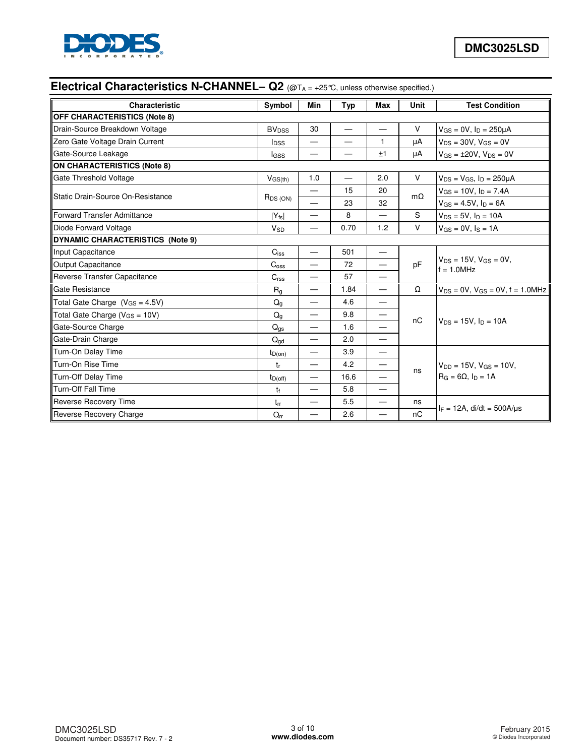## Electrical Characteristics N-CHANNEL– Q2 (@$T_A$ = +25°C, unless otherwise specified.)

| Characteristic | Symbol | Min | Typ | Max | Unit | Test Condition |
|---|---|---|---|---|---|---|
| **OFF CHARACTERISTICS (Note 8)** | | | | | | |
| Drain-Source Breakdown Voltage | $BV_{DSS}$ | 30 | — | — | V | $V_{GS}$ = 0V, $I_D$ = 250μA |
| Zero Gate Voltage Drain Current | $I_{DSS}$ | — | — | 1 | μA | $V_{DS}$ = 30V, $V_{GS}$ = 0V |
| Gate-Source Leakage | $I_{GSS}$ | — | — | ±1 | μA | $V_{GS}$ = ±20V, $V_{DS}$ = 0V |
| **ON CHARACTERISTICS (Note 8)** | | | | | | |
| Gate Threshold Voltage | $V_{GS(th)}$ | 1.0 | — | 2.0 | V | $V_{DS}$ = $V_{GS}$, $I_D$ = 250μA |
| Static Drain-Source On-Resistance | $R_{DS\ (ON)}$ | — | 15 | 20 | mΩ | $V_{GS}$ = 10V, $I_D$ = 7.4A |
| | | — | 23 | 32 | | $V_{GS}$ = 4.5V, $I_D$ = 6A |
| Forward Transfer Admittance | $\|Y_{fs}\|$ | — | 8 | — | S | $V_{DS}$ = 5V, $I_D$ = 10A |
| Diode Forward Voltage | $V_{SD}$ | — | 0.70 | 1.2 | V | $V_{GS}$ = 0V, $I_S$ = 1A |
| **DYNAMIC CHARACTERISTICS (Note 9)** | | | | | | |
| Input Capacitance | $C_{iss}$ | — | 501 | — | pF | $V_{DS}$ = 15V, $V_{GS}$ = 0V, f = 1.0MHz |
| Output Capacitance | $C_{oss}$ | — | 72 | — | | |
| Reverse Transfer Capacitance | $C_{rss}$ | — | 57 | — | | |
| Gate Resistance | $R_g$ | — | 1.84 | — | Ω | $V_{DS}$ = 0V, $V_{GS}$ = 0V, f = 1.0MHz |
| Total Gate Charge ($V_{GS}$ = 4.5V) | $Q_g$ | — | 4.6 | — | nC | $V_{DS}$ = 15V, $I_D$ = 10A |
| Total Gate Charge ($V_{GS}$ = 10V) | $Q_g$ | — | 9.8 | — | | |
| Gate-Source Charge | $Q_{gs}$ | — | 1.6 | — | | |
| Gate-Drain Charge | $Q_{gd}$ | — | 2.0 | — | | |
| Turn-On Delay Time | $t_{D(on)}$ | — | 3.9 | — | ns | $V_{DD}$ = 15V, $V_{GS}$ = 10V, $R_G$ = 6Ω, $I_D$ = 1A |
| Turn-On Rise Time | $t_r$ | — | 4.2 | — | | |
| Turn-Off Delay Time | $t_{D(off)}$ | — | 16.6 | — | | |
| Turn-Off Fall Time | $t_f$ | — | 5.8 | — | | |
| Reverse Recovery Time | $t_{rr}$ | — | 5.5 | — | ns | $I_F$ = 12A, di/dt = 500A/μs |
| Reverse Recovery Charge | $Q_{rr}$ | — | 2.6 | — | nC | |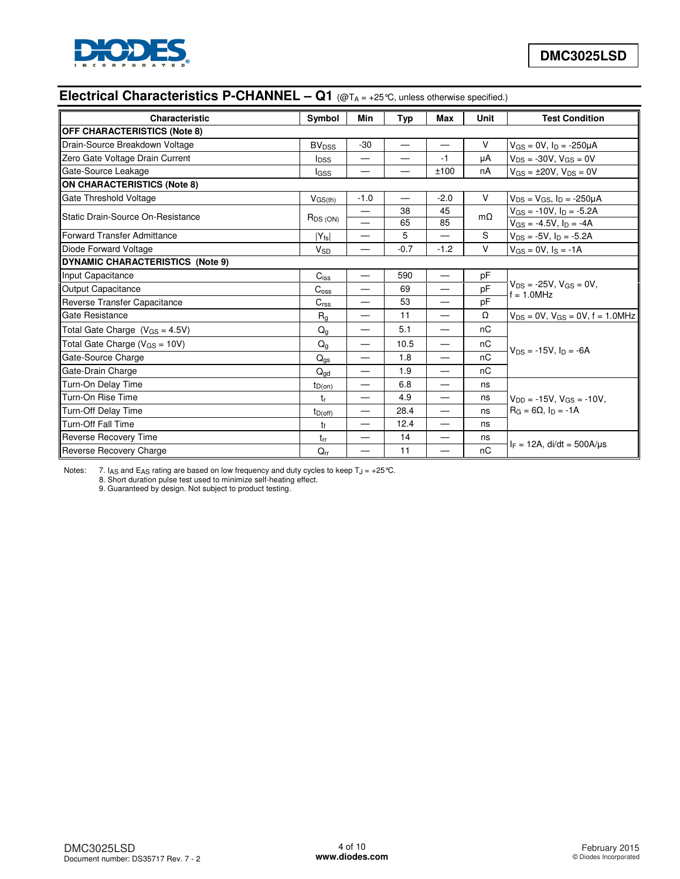## Electrical Characteristics P-CHANNEL – Q1 (@$T_A$ = +25°C, unless otherwise specified.)

| Characteristic | Symbol | Min | Typ | Max | Unit | Test Condition |
|---|---|---|---|---|---|---|
| **OFF CHARACTERISTICS (Note 8)** | | | | | | |
| Drain-Source Breakdown Voltage | $BV_{DSS}$ | -30 | — | — | V | $V_{GS}$ = 0V, $I_D$ = -250μA |
| Zero Gate Voltage Drain Current | $I_{DSS}$ | — | — | -1 | μA | $V_{DS}$ = -30V, $V_{GS}$ = 0V |
| Gate-Source Leakage | $I_{GSS}$ | — | — | ±100 | nA | $V_{GS}$ = ±20V, $V_{DS}$ = 0V |
| **ON CHARACTERISTICS (Note 8)** | | | | | | |
| Gate Threshold Voltage | $V_{GS(th)}$ | -1.0 | — | -2.0 | V | $V_{DS}$ = $V_{GS}$, $I_D$ = -250μA |
| Static Drain-Source On-Resistance | $R_{DS(ON)}$ | — | 38 | 45 | mΩ | $V_{GS}$ = -10V, $I_D$ = -5.2A |
| | | — | 65 | 85 | | $V_{GS}$ = -4.5V, $I_D$ = -4A |
| Forward Transfer Admittance | $\|Y_{fs}\|$ | — | 5 | — | S | $V_{DS}$ = -5V, $I_D$ = -5.2A |
| Diode Forward Voltage | $V_{SD}$ | — | -0.7 | -1.2 | V | $V_{GS}$ = 0V, $I_S$ = -1A |
| **DYNAMIC CHARACTERISTICS (Note 9)** | | | | | | |
| Input Capacitance | $C_{iss}$ | — | 590 | — | pF | $V_{DS}$ = -25V, $V_{GS}$ = 0V, f = 1.0MHz |
| Output Capacitance | $C_{oss}$ | — | 69 | — | pF | |
| Reverse Transfer Capacitance | $C_{rss}$ | — | 53 | — | pF | |
| Gate Resistance | $R_g$ | — | 11 | — | Ω | $V_{DS}$ = 0V, $V_{GS}$ = 0V, f = 1.0MHz |
| Total Gate Charge ($V_{GS}$ = 4.5V) | $Q_g$ | — | 5.1 | — | nC | $V_{DS}$ = -15V, $I_D$ = -6A |
| Total Gate Charge ($V_{GS}$ = 10V) | $Q_g$ | — | 10.5 | — | nC | |
| Gate-Source Charge | $Q_{gs}$ | — | 1.8 | — | nC | |
| Gate-Drain Charge | $Q_{gd}$ | — | 1.9 | — | nC | |
| Turn-On Delay Time | $t_{D(on)}$ | — | 6.8 | — | ns | $V_{DD}$ = -15V, $V_{GS}$ = -10V, $R_G$ = 6Ω, $I_D$ = -1A |
| Turn-On Rise Time | $t_r$ | — | 4.9 | — | ns | |
| Turn-Off Delay Time | $t_{D(off)}$ | — | 28.4 | — | ns | |
| Turn-Off Fall Time | $t_f$ | — | 12.4 | — | ns | |
| Reverse Recovery Time | $t_{rr}$ | — | 14 | — | ns | $I_F$ = 12A, di/dt = 500A/μs |
| Reverse Recovery Charge | $Q_{rr}$ | — | 11 | — | nC | |

Notes:
7. $I_{AS}$ and $E_{AS}$ rating are based on low frequency and duty cycles to keep $T_J$ = +25°C.
8. Short duration pulse test used to minimize self-heating effect.
9. Guaranteed by design. Not subject to product testing.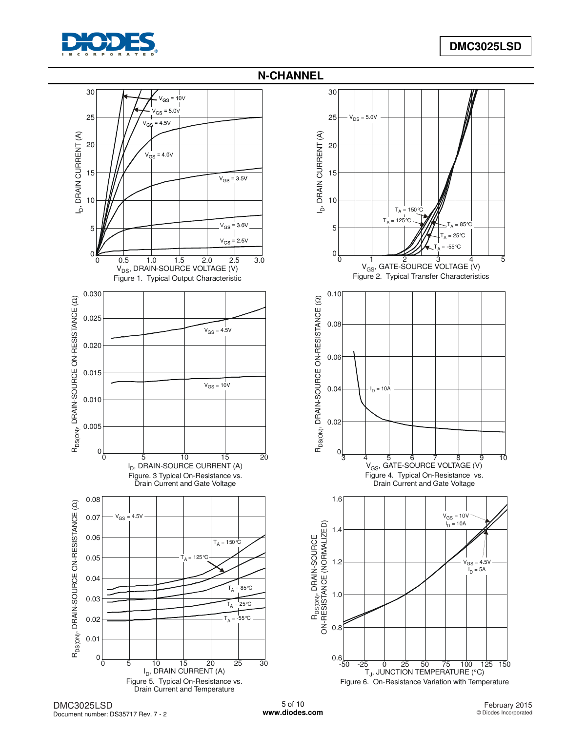## N-CHANNEL

Figure 1. Typical Output Characteristic

Figure 2. Typical Transfer Characteristics

Figure. 3 Typical On-Resistance vs. Drain Current and Gate Voltage

Figure 4. Typical On-Resistance vs. Drain Current and Gate Voltage

Figure 5. Typical On-Resistance vs. Drain Current and Temperature

Figure 6. On-Resistance Variation with Temperature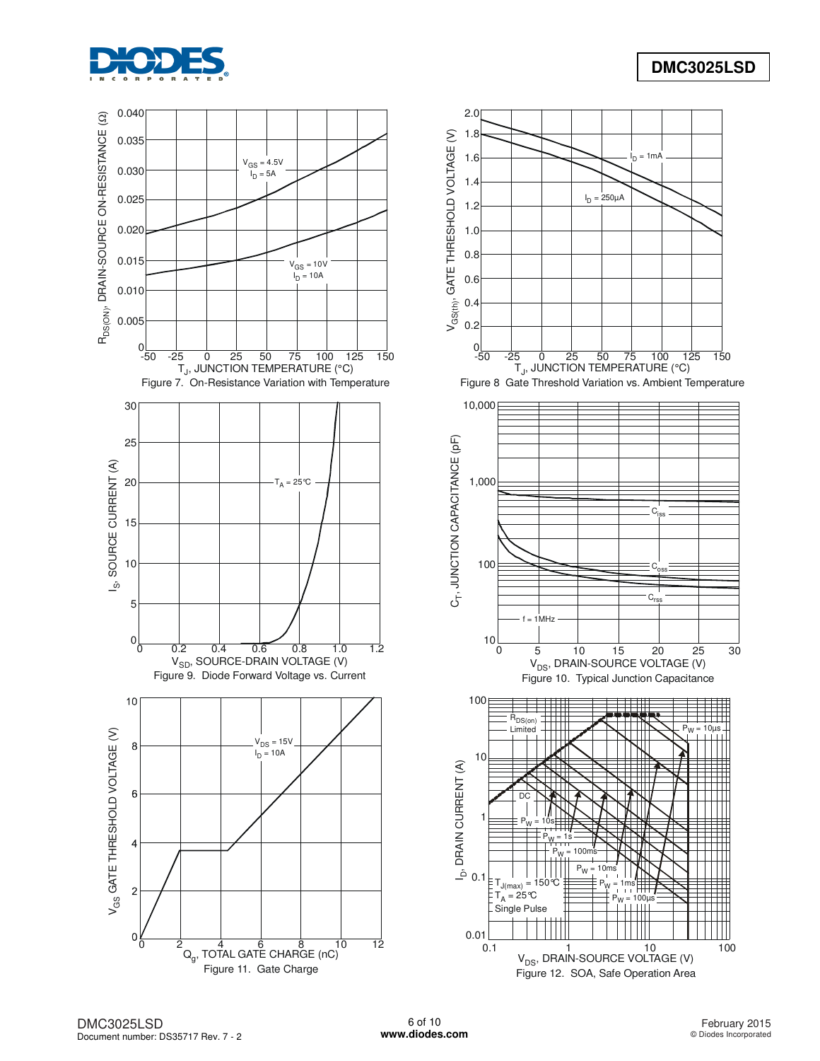Figure 7. On-Resistance Variation with Temperature

Figure 8 Gate Threshold Variation vs. Ambient Temperature

Figure 9. Diode Forward Voltage vs. Current

Figure 10. Typical Junction Capacitance

Figure 11. Gate Charge

Figure 12. SOA, Safe Operation Area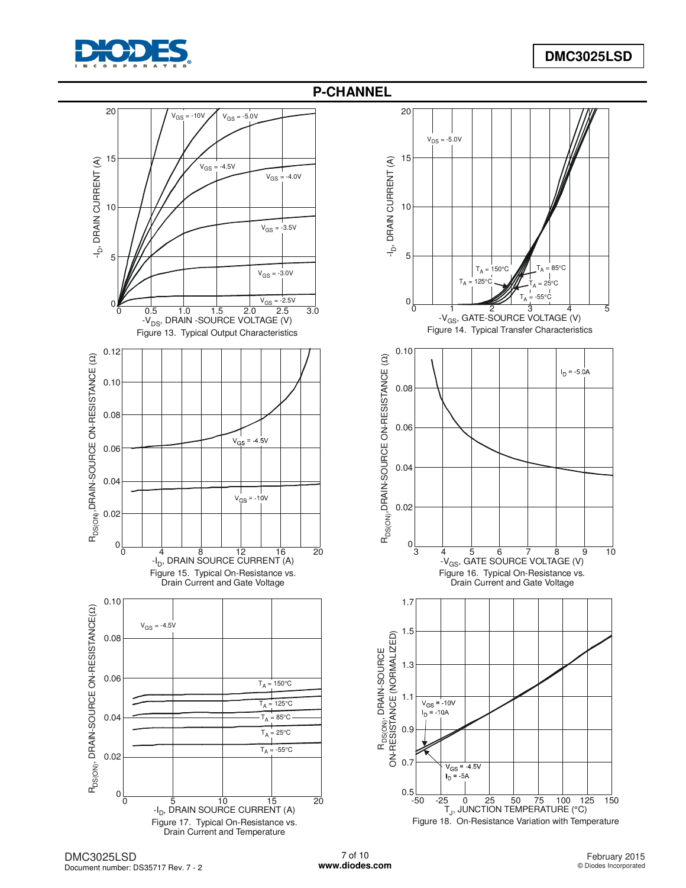## P-CHANNEL

Figure 13. Typical Output Characteristics

Figure 14. Typical Transfer Characteristics

Figure 15. Typical On-Resistance vs. Drain Current and Gate Voltage

Figure 16. Typical On-Resistance vs. Drain Current and Gate Voltage

Figure 17. Typical On-Resistance vs. Drain Current and Temperature

Figure 18. On-Resistance Variation with Temperature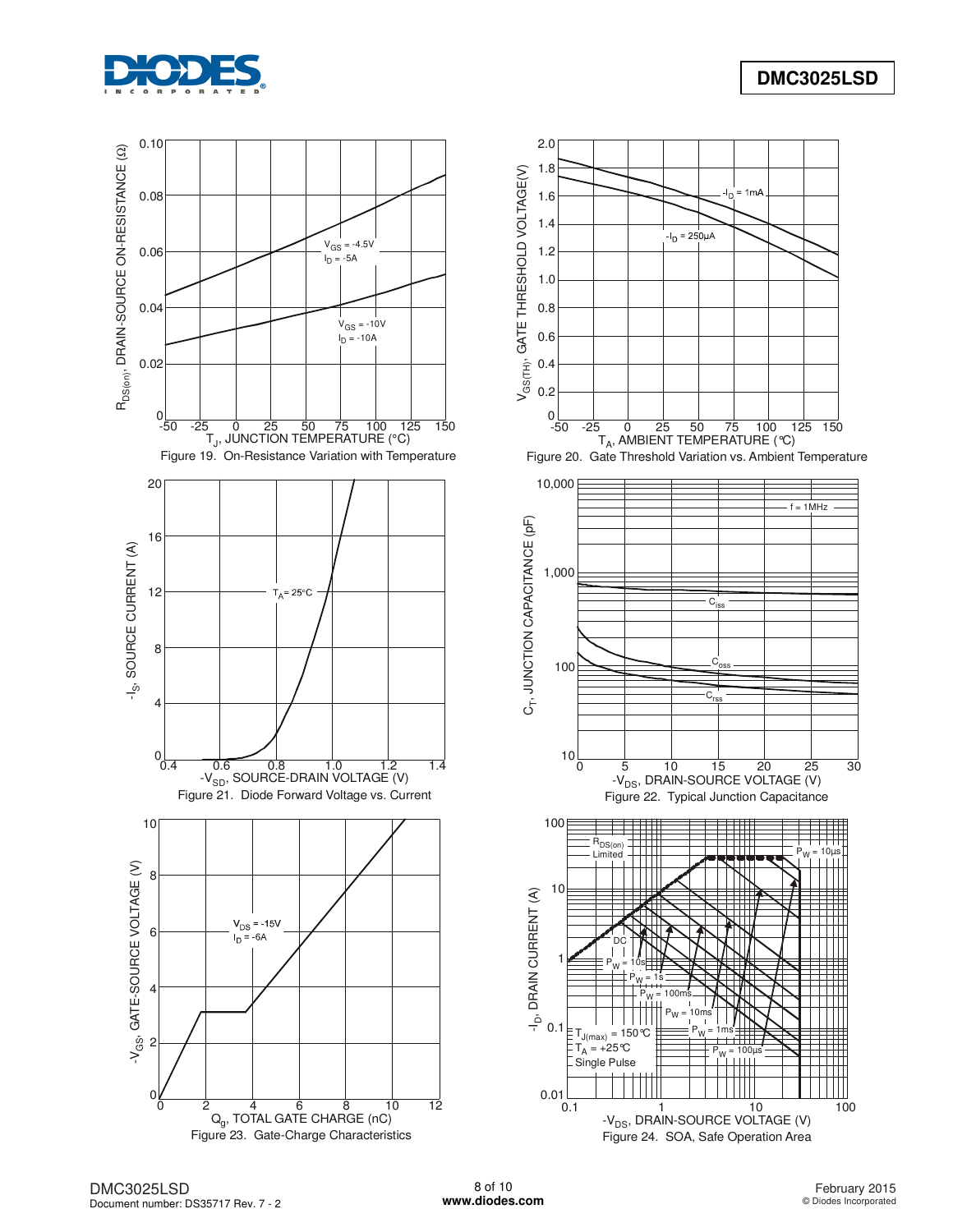Figure 19. On-Resistance Variation with Temperature

Figure 20. Gate Threshold Variation vs. Ambient Temperature

Figure 21. Diode Forward Voltage vs. Current

Figure 22. Typical Junction Capacitance

Figure 23. Gate-Charge Characteristics

Figure 24. SOA, Safe Operation Area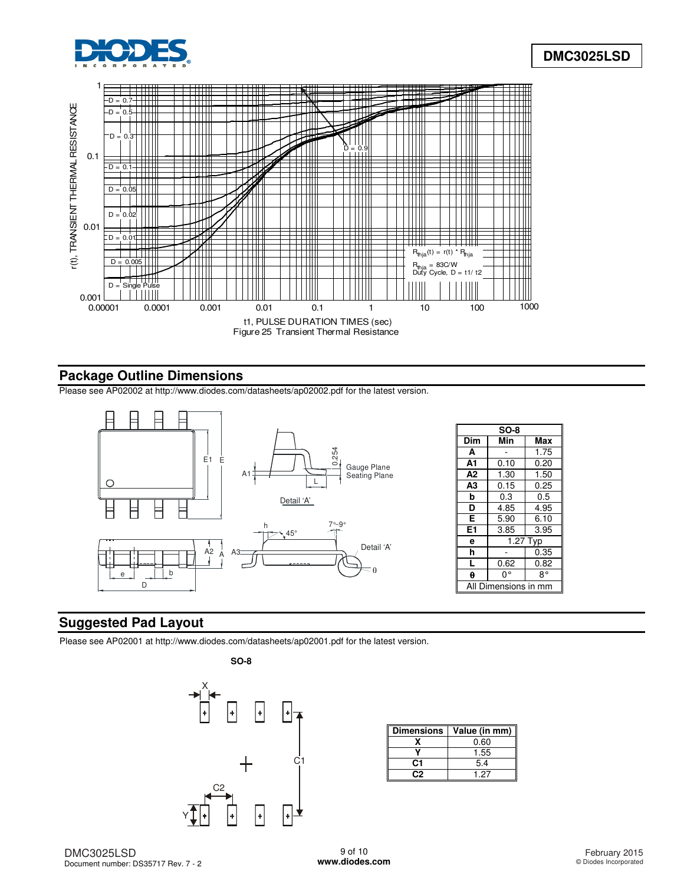Figure 25 Transient Thermal Resistance

## Package Outline Dimensions

Please see AP02002 at http://www.diodes.com/datasheets/ap02002.pdf for the latest version.

| SO-8 | | |
|---|---|---|
| **Dim** | **Min** | **Max** |
| **A** | - | 1.75 |
| **A1** | 0.10 | 0.20 |
| **A2** | 1.30 | 1.50 |
| **A3** | 0.15 | 0.25 |
| **b** | 0.3 | 0.5 |
| **D** | 4.85 | 4.95 |
| **E** | 5.90 | 6.10 |
| **E1** | 3.85 | 3.95 |
| **e** | 1.27 Typ | |
| **h** | - | 0.35 |
| **L** | 0.62 | 0.82 |
| **θ** | 0° | 8° |
| All Dimensions in mm | | |

## Suggested Pad Layout

Please see AP02001 at http://www.diodes.com/datasheets/ap02001.pdf for the latest version.

**SO-8**

| Dimensions | Value (in mm) |
|---|---|
| **X** | 0.60 |
| **Y** | 1.55 |
| **C1** | 5.4 |
| **C2** | 1.27 |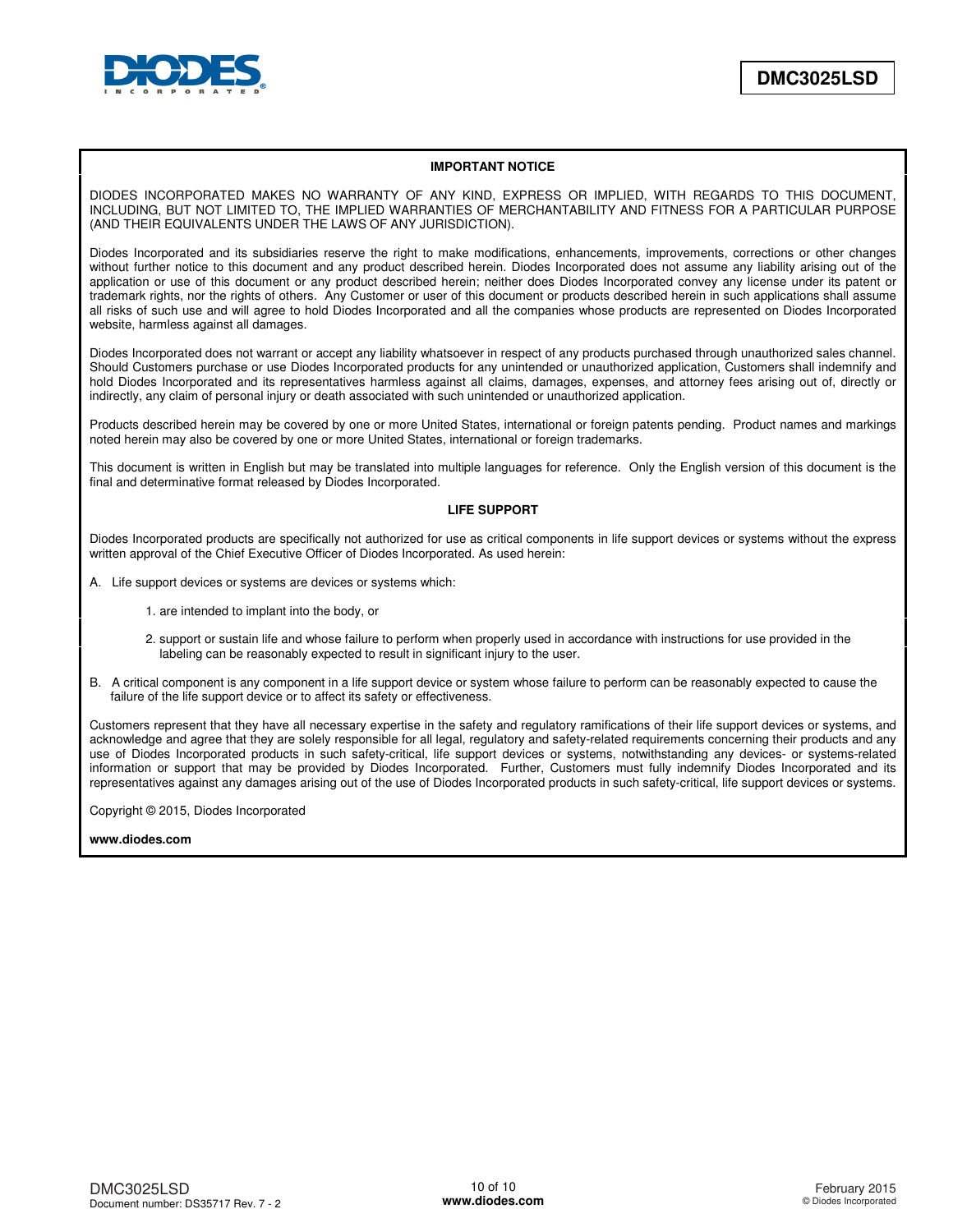## IMPORTANT NOTICE

DIODES INCORPORATED MAKES NO WARRANTY OF ANY KIND, EXPRESS OR IMPLIED, WITH REGARDS TO THIS DOCUMENT, INCLUDING, BUT NOT LIMITED TO, THE IMPLIED WARRANTIES OF MERCHANTABILITY AND FITNESS FOR A PARTICULAR PURPOSE (AND THEIR EQUIVALENTS UNDER THE LAWS OF ANY JURISDICTION).

Diodes Incorporated and its subsidiaries reserve the right to make modifications, enhancements, improvements, corrections or other changes without further notice to this document and any product described herein. Diodes Incorporated does not assume any liability arising out of the application or use of this document or any product described herein; neither does Diodes Incorporated convey any license under its patent or trademark rights, nor the rights of others. Any Customer or user of this document or products described herein in such applications shall assume all risks of such use and will agree to hold Diodes Incorporated and all the companies whose products are represented on Diodes Incorporated website, harmless against all damages.

Diodes Incorporated does not warrant or accept any liability whatsoever in respect of any products purchased through unauthorized sales channel. Should Customers purchase or use Diodes Incorporated products for any unintended or unauthorized application, Customers shall indemnify and hold Diodes Incorporated and its representatives harmless against all claims, damages, expenses, and attorney fees arising out of, directly or indirectly, any claim of personal injury or death associated with such unintended or unauthorized application.

Products described herein may be covered by one or more United States, international or foreign patents pending. Product names and markings noted herein may also be covered by one or more United States, international or foreign trademarks.

This document is written in English but may be translated into multiple languages for reference. Only the English version of this document is the final and determinative format released by Diodes Incorporated.

## LIFE SUPPORT

Diodes Incorporated products are specifically not authorized for use as critical components in life support devices or systems without the express written approval of the Chief Executive Officer of Diodes Incorporated. As used herein:

A. Life support devices or systems are devices or systems which:

1. are intended to implant into the body, or
2. support or sustain life and whose failure to perform when properly used in accordance with instructions for use provided in the labeling can be reasonably expected to result in significant injury to the user.

B. A critical component is any component in a life support device or system whose failure to perform can be reasonably expected to cause the failure of the life support device or to affect its safety or effectiveness.

Customers represent that they have all necessary expertise in the safety and regulatory ramifications of their life support devices or systems, and acknowledge and agree that they are solely responsible for all legal, regulatory and safety-related requirements concerning their products and any use of Diodes Incorporated products in such safety-critical, life support devices or systems, notwithstanding any devices- or systems-related information or support that may be provided by Diodes Incorporated. Further, Customers must fully indemnify Diodes Incorporated and its representatives against any damages arising out of the use of Diodes Incorporated products in such safety-critical, life support devices or systems.

Copyright © 2015, Diodes Incorporated

**www.diodes.com**